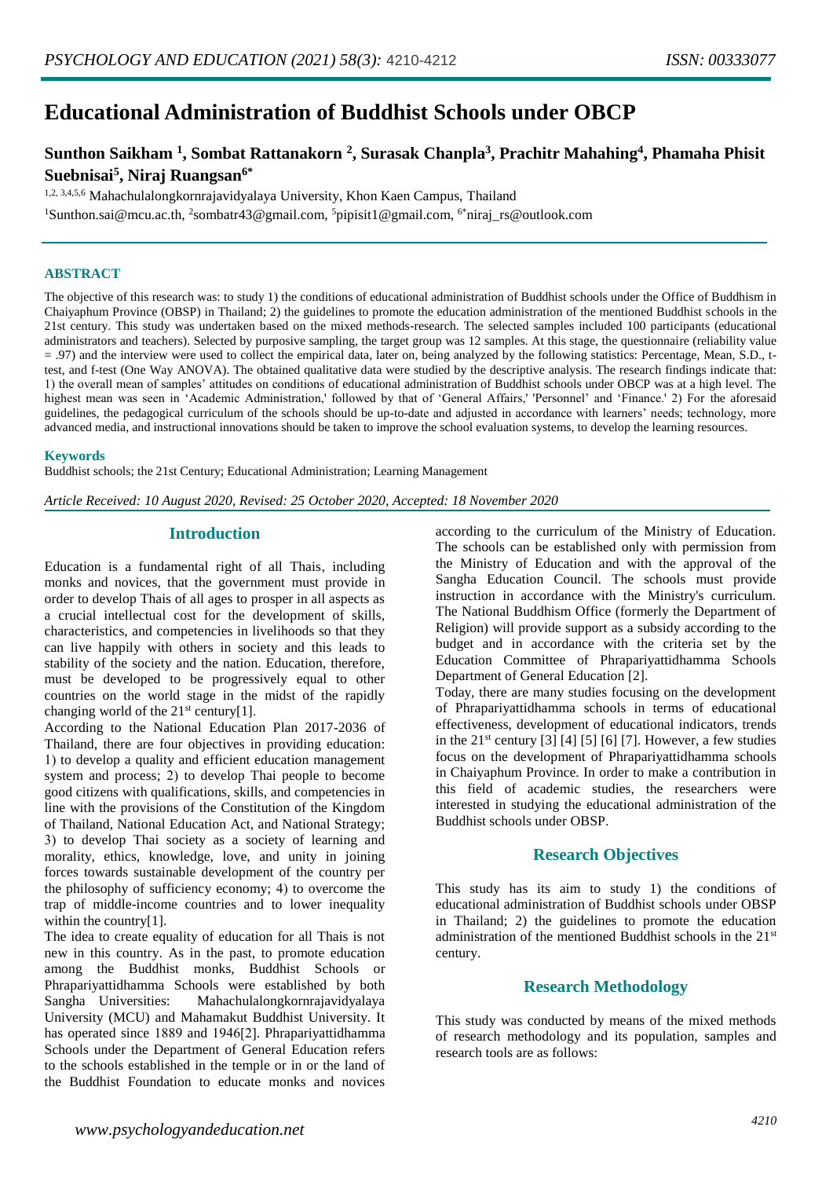# Educational Administration of Buddhist Schools under OBCP

**Sunthon Saikham [1], Sombat Rattanakorn [2], Surasak Chanpla[3], Prachitr Mahahing[4], Phamaha Phisit Suebnisai[5], Niraj Ruangsan[6*]**

[1,2,3,4,5,6] Mahachulalongkornrajavidyalaya University, Khon Kaen Campus, Thailand

[1]Sunthon.sai@mcu.ac.th, [2]sombatr43@gmail.com, [5]pipisit1@gmail.com, [6*]niraj_rs@outlook.com

## ABSTRACT

The objective of this research was: to study 1) the conditions of educational administration of Buddhist schools under the Office of Buddhism in Chaiyaphum Province (OBSP) in Thailand; 2) the guidelines to promote the education administration of the mentioned Buddhist schools in the 21st century. This study was undertaken based on the mixed methods-research. The selected samples included 100 participants (educational administrators and teachers). Selected by purposive sampling, the target group was 12 samples. At this stage, the questionnaire (reliability value = .97) and the interview were used to collect the empirical data, later on, being analyzed by the following statistics: Percentage, Mean, S.D., t-test, and f-test (One Way ANOVA). The obtained qualitative data were studied by the descriptive analysis. The research findings indicate that: 1) the overall mean of samples' attitudes on conditions of educational administration of Buddhist schools under OBCP was at a high level. The highest mean was seen in 'Academic Administration,' followed by that of 'General Affairs,' 'Personnel' and 'Finance.' 2) For the aforesaid guidelines, the pedagogical curriculum of the schools should be up-to-date and adjusted in accordance with learners' needs; technology, more advanced media, and instructional innovations should be taken to improve the school evaluation systems, to develop the learning resources.

### Keywords

Buddhist schools; the 21st Century; Educational Administration; Learning Management

*Article Received: 10 August 2020, Revised: 25 October 2020, Accepted: 18 November 2020*

## Introduction

Education is a fundamental right of all Thais, including monks and novices, that the government must provide in order to develop Thais of all ages to prosper in all aspects as a crucial intellectual cost for the development of skills, characteristics, and competencies in livelihoods so that they can live happily with others in society and this leads to stability of the society and the nation. Education, therefore, must be developed to be progressively equal to other countries on the world stage in the midst of the rapidly changing world of the 21st century[1].

According to the National Education Plan 2017-2036 of Thailand, there are four objectives in providing education: 1) to develop a quality and efficient education management system and process; 2) to develop Thai people to become good citizens with qualifications, skills, and competencies in line with the provisions of the Constitution of the Kingdom of Thailand, National Education Act, and National Strategy; 3) to develop Thai society as a society of learning and morality, ethics, knowledge, love, and unity in joining forces towards sustainable development of the country per the philosophy of sufficiency economy; 4) to overcome the trap of middle-income countries and to lower inequality within the country[1].

The idea to create equality of education for all Thais is not new in this country. As in the past, to promote education among the Buddhist monks, Buddhist Schools or Phrapariyattidhamma Schools were established by both Sangha Universities: Mahachulalongkornrajavidyalaya University (MCU) and Mahamakut Buddhist University. It has operated since 1889 and 1946[2]. Phrapariyattidhamma Schools under the Department of General Education refers to the schools established in the temple or in or the land of the Buddhist Foundation to educate monks and novices according to the curriculum of the Ministry of Education. The schools can be established only with permission from the Ministry of Education and with the approval of the Sangha Education Council. The schools must provide instruction in accordance with the Ministry's curriculum. The National Buddhism Office (formerly the Department of Religion) will provide support as a subsidy according to the budget and in accordance with the criteria set by the Education Committee of Phrapariyattidhamma Schools Department of General Education [2].

Today, there are many studies focusing on the development of Phrapariyattidhamma schools in terms of educational effectiveness, development of educational indicators, trends in the 21st century [3] [4] [5] [6] [7]. However, a few studies focus on the development of Phrapariyattidhamma schools in Chaiyaphum Province. In order to make a contribution in this field of academic studies, the researchers were interested in studying the educational administration of the Buddhist schools under OBSP.

## Research Objectives

This study has its aim to study 1) the conditions of educational administration of Buddhist schools under OBSP in Thailand; 2) the guidelines to promote the education administration of the mentioned Buddhist schools in the 21st century.

## Research Methodology

This study was conducted by means of the mixed methods of research methodology and its population, samples and research tools are as follows: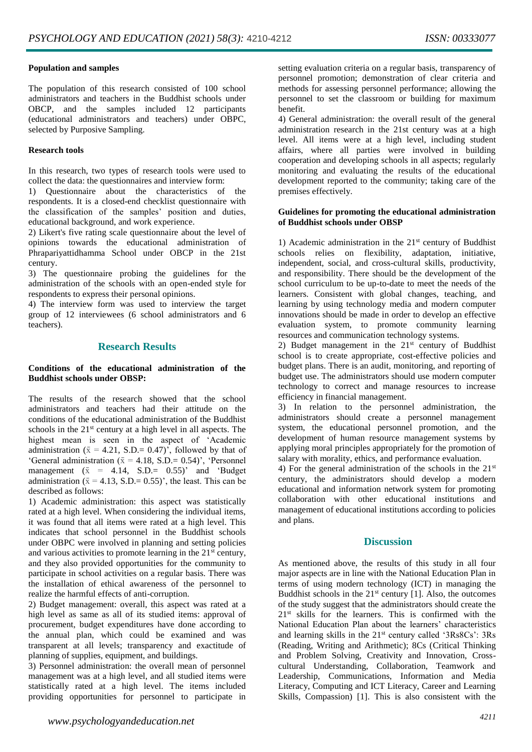**Population and samples**

The population of this research consisted of 100 school administrators and teachers in the Buddhist schools under OBCP, and the samples included 12 participants (educational administrators and teachers) under OBPC, selected by Purposive Sampling.

**Research tools**

In this research, two types of research tools were used to collect the data: the questionnaires and interview form:

1) Questionnaire about the characteristics of the respondents. It is a closed-end checklist questionnaire with the classification of the samples' position and duties, educational background, and work experience.

2) Likert's five rating scale questionnaire about the level of opinions towards the educational administration of Phrapariyattidhamma School under OBCP in the 21st century.

3) The questionnaire probing the guidelines for the administration of the schools with an open-ended style for respondents to express their personal opinions.

4) The interview form was used to interview the target group of 12 interviewees (6 school administrators and 6 teachers).

## Research Results

**Conditions of the educational administration of the Buddhist schools under OBSP:**

The results of the research showed that the school administrators and teachers had their attitude on the conditions of the educational administration of the Buddhist schools in the 21st century at a high level in all aspects. The highest mean is seen in the aspect of 'Academic administration ($\bar{x}$ = 4.21, S.D.= 0.47)', followed by that of 'General administration ($\bar{x}$ = 4.18, S.D.= 0.54)', 'Personnel management ($\bar{x}$ = 4.14, S.D.= 0.55)' and 'Budget administration ($\bar{x}$ = 4.13, S.D.= 0.55)', the least. This can be described as follows:

1) Academic administration: this aspect was statistically rated at a high level. When considering the individual items, it was found that all items were rated at a high level. This indicates that school personnel in the Buddhist schools under OBPC were involved in planning and setting policies and various activities to promote learning in the 21st century, and they also provided opportunities for the community to participate in school activities on a regular basis. There was the installation of ethical awareness of the personnel to realize the harmful effects of anti-corruption.

2) Budget management: overall, this aspect was rated at a high level as same as all of its studied items: approval of procurement, budget expenditures have done according to the annual plan, which could be examined and was transparent at all levels; transparency and exactitude of planning of supplies, equipment, and buildings.

3) Personnel administration: the overall mean of personnel management was at a high level, and all studied items were statistically rated at a high level. The items included providing opportunities for personnel to participate in setting evaluation criteria on a regular basis, transparency of personnel promotion; demonstration of clear criteria and methods for assessing personnel performance; allowing the personnel to set the classroom or building for maximum benefit.

4) General administration: the overall result of the general administration research in the 21st century was at a high level. All items were at a high level, including student affairs, where all parties were involved in building cooperation and developing schools in all aspects; regularly monitoring and evaluating the results of the educational development reported to the community; taking care of the premises effectively.

**Guidelines for promoting the educational administration of Buddhist schools under OBSP**

1) Academic administration in the 21st century of Buddhist schools relies on flexibility, adaptation, initiative, independent, social, and cross-cultural skills, productivity, and responsibility. There should be the development of the school curriculum to be up-to-date to meet the needs of the learners. Consistent with global changes, teaching, and learning by using technology media and modern computer innovations should be made in order to develop an effective evaluation system, to promote community learning resources and communication technology systems.

2) Budget management in the 21st century of Buddhist school is to create appropriate, cost-effective policies and budget plans. There is an audit, monitoring, and reporting of budget use. The administrators should use modern computer technology to correct and manage resources to increase efficiency in financial management.

3) In relation to the personnel administration, the administrators should create a personnel management system, the educational personnel promotion, and the development of human resource management systems by applying moral principles appropriately for the promotion of salary with morality, ethics, and performance evaluation.

4) For the general administration of the schools in the 21st century, the administrators should develop a modern educational and information network system for promoting collaboration with other educational institutions and management of educational institutions according to policies and plans.

## Discussion

As mentioned above, the results of this study in all four major aspects are in line with the National Education Plan in terms of using modern technology (ICT) in managing the Buddhist schools in the 21st century [1]. Also, the outcomes of the study suggest that the administrators should create the 21st skills for the learners. This is confirmed with the National Education Plan about the learners' characteristics and learning skills in the 21st century called '3Rs8Cs': 3Rs (Reading, Writing and Arithmetic); 8Cs (Critical Thinking and Problem Solving, Creativity and Innovation, Cross-cultural Understanding, Collaboration, Teamwork and Leadership, Communications, Information and Media Literacy, Computing and ICT Literacy, Career and Learning Skills, Compassion) [1]. This is also consistent with the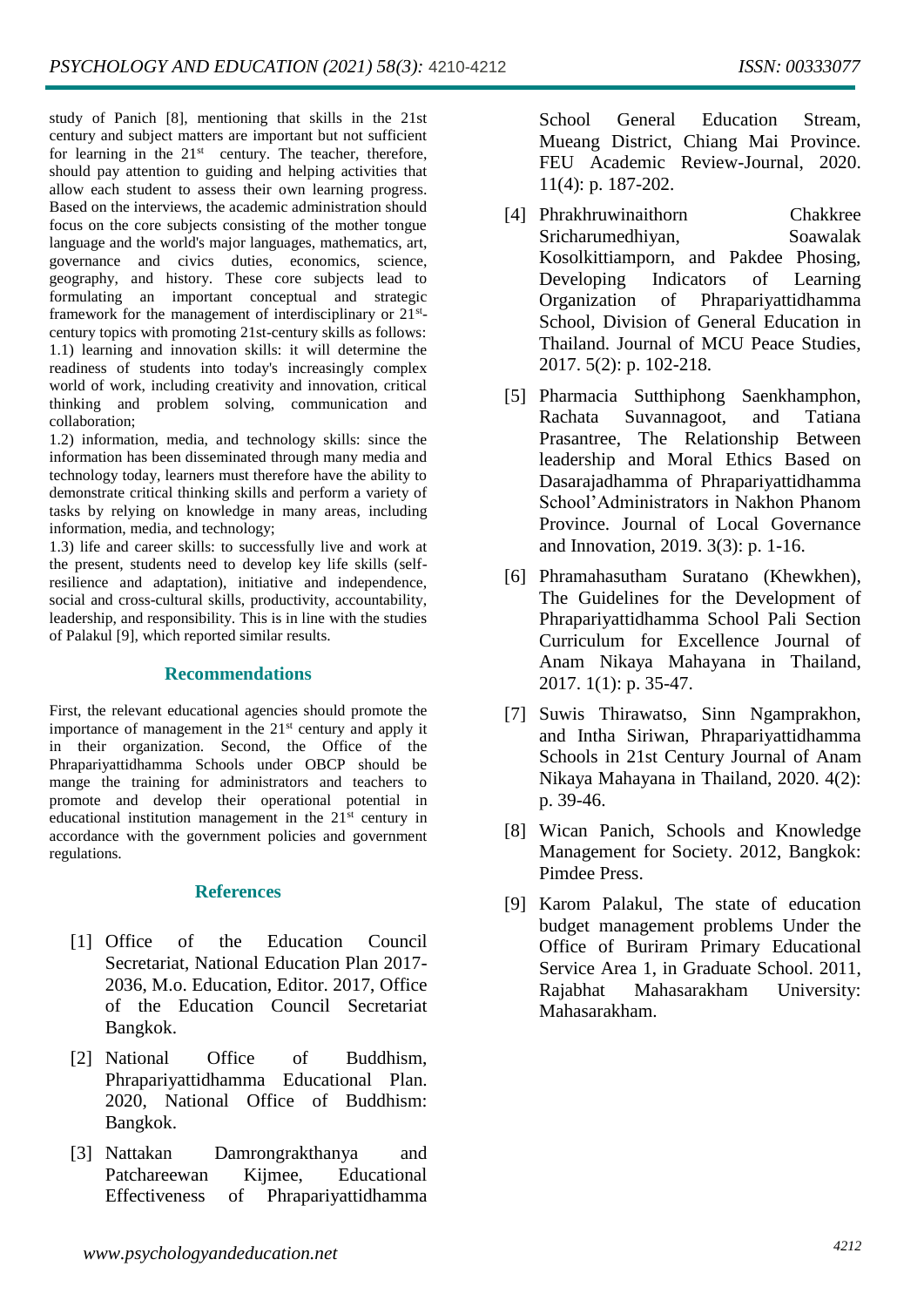study of Panich [8], mentioning that skills in the 21st century and subject matters are important but not sufficient for learning in the 21st century. The teacher, therefore, should pay attention to guiding and helping activities that allow each student to assess their own learning progress. Based on the interviews, the academic administration should focus on the core subjects consisting of the mother tongue language and the world's major languages, mathematics, art, governance and civics duties, economics, science, geography, and history. These core subjects lead to formulating an important conceptual and strategic framework for the management of interdisciplinary or 21st-century topics with promoting 21st-century skills as follows:

1.1) learning and innovation skills: it will determine the readiness of students into today's increasingly complex world of work, including creativity and innovation, critical thinking and problem solving, communication and collaboration;

1.2) information, media, and technology skills: since the information has been disseminated through many media and technology today, learners must therefore have the ability to demonstrate critical thinking skills and perform a variety of tasks by relying on knowledge in many areas, including information, media, and technology;

1.3) life and career skills: to successfully live and work at the present, students need to develop key life skills (self-resilience and adaptation), initiative and independence, social and cross-cultural skills, productivity, accountability, leadership, and responsibility. This is in line with the studies of Palakul [9], which reported similar results.

## Recommendations

First, the relevant educational agencies should promote the importance of management in the 21st century and apply it in their organization. Second, the Office of the Phrapariyattidhamma Schools under OBCP should be mange the training for administrators and teachers to promote and develop their operational potential in educational institution management in the 21st century in accordance with the government policies and government regulations.

## References

[1] Office of the Education Council Secretariat, National Education Plan 2017-2036, M.o. Education, Editor. 2017, Office of the Education Council Secretariat Bangkok.

[2] National Office of Buddhism, Phrapariyattidhamma Educational Plan. 2020, National Office of Buddhism: Bangkok.

[3] Nattakan Damrongrakthanya and Patchareewan Kijmee, Educational Effectiveness of Phrapariyattidhamma School General Education Stream, Mueang District, Chiang Mai Province. FEU Academic Review-Journal, 2020. 11(4): p. 187-202.

[4] Phrakhruwinaithorn Chakkree Sricharumedhiyan, Soawalak Kosolkittiamporn, and Pakdee Phosing, Developing Indicators of Learning Organization of Phrapariyattidhamma School, Division of General Education in Thailand. Journal of MCU Peace Studies, 2017. 5(2): p. 102-218.

[5] Pharmacia Sutthiphong Saenkhamphon, Rachata Suvannagoot, and Tatiana Prasantree, The Relationship Between leadership and Moral Ethics Based on Dasarajadhamma of Phrapariyattidhamma School'Administrators in Nakhon Phanom Province. Journal of Local Governance and Innovation, 2019. 3(3): p. 1-16.

[6] Phramahasutham Suratano (Khewkhen), The Guidelines for the Development of Phrapariyattidhamma School Pali Section Curriculum for Excellence Journal of Anam Nikaya Mahayana in Thailand, 2017. 1(1): p. 35-47.

[7] Suwis Thirawatso, Sinn Ngamprakhon, and Intha Siriwan, Phrapariyattidhamma Schools in 21st Century Journal of Anam Nikaya Mahayana in Thailand, 2020. 4(2): p. 39-46.

[8] Wican Panich, Schools and Knowledge Management for Society. 2012, Bangkok: Pimdee Press.

[9] Karom Palakul, The state of education budget management problems Under the Office of Buriram Primary Educational Service Area 1, in Graduate School. 2011, Rajabhat Mahasarakham University: Mahasarakham.